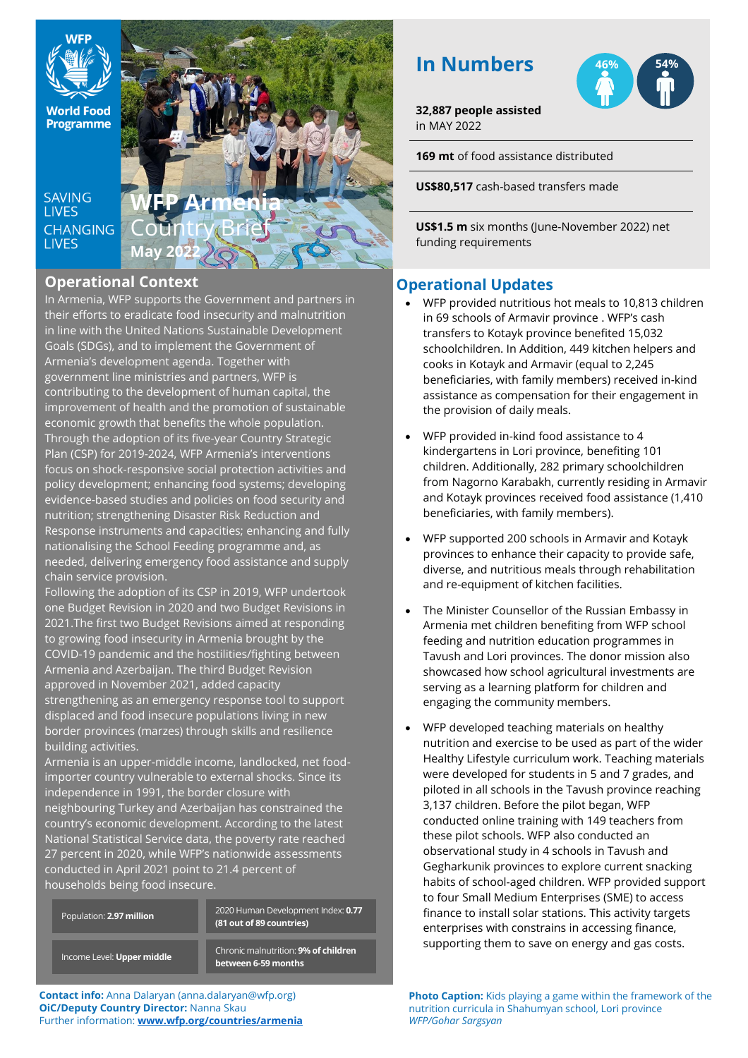World Food Programme

SAVING LIVES CHANGING LIVES

# WFP Armenia Country Brief
## May 2022

## Operational Context

In Armenia, WFP supports the Government and partners in their efforts to eradicate food insecurity and malnutrition in line with the United Nations Sustainable Development Goals (SDGs), and to implement the Government of Armenia's development agenda. Together with government line ministries and partners, WFP is contributing to the development of human capital, the improvement of health and the promotion of sustainable economic growth that benefits the whole population. Through the adoption of its five-year Country Strategic Plan (CSP) for 2019-2024, WFP Armenia's interventions focus on shock-responsive social protection activities and policy development; enhancing food systems; developing evidence-based studies and policies on food security and nutrition; strengthening Disaster Risk Reduction and Response instruments and capacities; enhancing and fully nationalising the School Feeding programme and, as needed, delivering emergency food assistance and supply chain service provision.

Following the adoption of its CSP in 2019, WFP undertook one Budget Revision in 2020 and two Budget Revisions in 2021.The first two Budget Revisions aimed at responding to growing food insecurity in Armenia brought by the COVID-19 pandemic and the hostilities/fighting between Armenia and Azerbaijan. The third Budget Revision approved in November 2021, added capacity strengthening as an emergency response tool to support displaced and food insecure populations living in new border provinces (marzes) through skills and resilience building activities.

Armenia is an upper-middle income, landlocked, net food-importer country vulnerable to external shocks. Since its independence in 1991, the border closure with neighbouring Turkey and Azerbaijan has constrained the country's economic development. According to the latest National Statistical Service data, the poverty rate reached 27 percent in 2020, while WFP's nationwide assessments conducted in April 2021 point to 21.4 percent of households being food insecure.

| | |
|---|---|
| Population: **2.97 million** | 2020 Human Development Index: **0.77 (81 out of 89 countries)** |
| Income Level: **Upper middle** | Chronic malnutrition: **9% of children between 6-59 months** |

**Contact info:** Anna Dalaryan (anna.dalaryan@wfp.org)
**OiC/Deputy Country Director:** Nanna Skau
Further information: **www.wfp.org/countries/armenia**

## In Numbers

46% 54%

**32,887 people assisted** in MAY 2022

**169 mt** of food assistance distributed

**US$80,517** cash-based transfers made

**US$1.5 m** six months (June-November 2022) net funding requirements

## Operational Updates

- WFP provided nutritious hot meals to 10,813 children in 69 schools of Armavir province . WFP's cash transfers to Kotayk province benefited 15,032 schoolchildren. In Addition, 449 kitchen helpers and cooks in Kotayk and Armavir (equal to 2,245 beneficiaries, with family members) received in-kind assistance as compensation for their engagement in the provision of daily meals.
- WFP provided in-kind food assistance to 4 kindergartens in Lori province, benefiting 101 children. Additionally, 282 primary schoolchildren from Nagorno Karabakh, currently residing in Armavir and Kotayk provinces received food assistance (1,410 beneficiaries, with family members).
- WFP supported 200 schools in Armavir and Kotayk provinces to enhance their capacity to provide safe, diverse, and nutritious meals through rehabilitation and re-equipment of kitchen facilities.
- The Minister Counsellor of the Russian Embassy in Armenia met children benefiting from WFP school feeding and nutrition education programmes in Tavush and Lori provinces. The donor mission also showcased how school agricultural investments are serving as a learning platform for children and engaging the community members.
- WFP developed teaching materials on healthy nutrition and exercise to be used as part of the wider Healthy Lifestyle curriculum work. Teaching materials were developed for students in 5 and 7 grades, and piloted in all schools in the Tavush province reaching 3,137 children. Before the pilot began, WFP conducted online training with 149 teachers from these pilot schools. WFP also conducted an observational study in 4 schools in Tavush and Gegharkunik provinces to explore current snacking habits of school-aged children. WFP provided support to four Small Medium Enterprises (SME) to access finance to install solar stations. This activity targets enterprises with constrains in accessing finance, supporting them to save on energy and gas costs.

**Photo Caption:** Kids playing a game within the framework of the nutrition curricula in Shahumyan school, Lori province
*WFP/Gohar Sargsyan*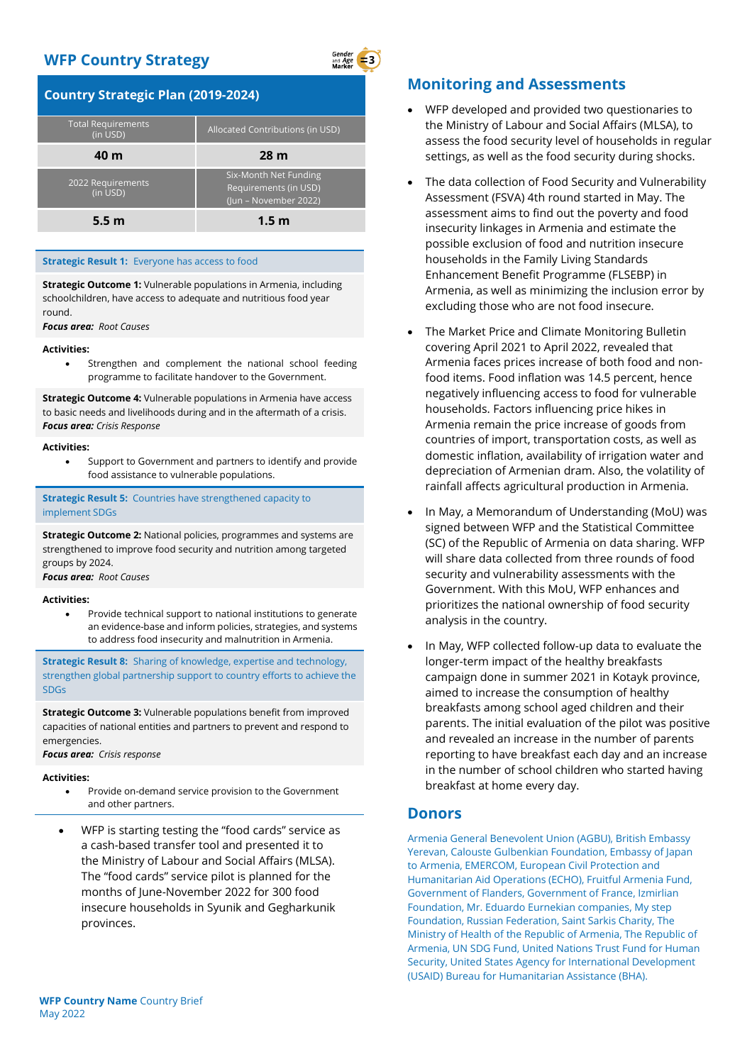## WFP Country Strategy

Gender and Age Marker =3

### Country Strategic Plan (2019-2024)

| Total Requirements (in USD) | Allocated Contributions (in USD) |
|---|---|
| 40 m | 28 m |
| 2022 Requirements (in USD) | Six-Month Net Funding Requirements (in USD) (Jun – November 2022) |
| 5.5 m | 1.5 m |

**Strategic Result 1:** Everyone has access to food

**Strategic Outcome 1:** Vulnerable populations in Armenia, including schoolchildren, have access to adequate and nutritious food year round.
***Focus area:*** *Root Causes*

**Activities:**

- Strengthen and complement the national school feeding programme to facilitate handover to the Government.

**Strategic Outcome 4:** Vulnerable populations in Armenia have access to basic needs and livelihoods during and in the aftermath of a crisis.
***Focus area:*** *Crisis Response*

**Activities:**

- Support to Government and partners to identify and provide food assistance to vulnerable populations.

**Strategic Result 5:** Countries have strengthened capacity to implement SDGs

**Strategic Outcome 2:** National policies, programmes and systems are strengthened to improve food security and nutrition among targeted groups by 2024.
***Focus area:*** *Root Causes*

**Activities:**

- Provide technical support to national institutions to generate an evidence-base and inform policies, strategies, and systems to address food insecurity and malnutrition in Armenia.

**Strategic Result 8:** Sharing of knowledge, expertise and technology, strengthen global partnership support to country efforts to achieve the SDGs

**Strategic Outcome 3:** Vulnerable populations benefit from improved capacities of national entities and partners to prevent and respond to emergencies.
***Focus area:*** *Crisis response*

**Activities:**

- Provide on-demand service provision to the Government and other partners.

- WFP is starting testing the "food cards" service as a cash-based transfer tool and presented it to the Ministry of Labour and Social Affairs (MLSA). The "food cards" service pilot is planned for the months of June-November 2022 for 300 food insecure households in Syunik and Gegharkunik provinces.

## Monitoring and Assessments

- WFP developed and provided two questionaries to the Ministry of Labour and Social Affairs (MLSA), to assess the food security level of households in regular settings, as well as the food security during shocks.
- The data collection of Food Security and Vulnerability Assessment (FSVA) 4th round started in May. The assessment aims to find out the poverty and food insecurity linkages in Armenia and estimate the possible exclusion of food and nutrition insecure households in the Family Living Standards Enhancement Benefit Programme (FLSEBP) in Armenia, as well as minimizing the inclusion error by excluding those who are not food insecure.
- The Market Price and Climate Monitoring Bulletin covering April 2021 to April 2022, revealed that Armenia faces prices increase of both food and non-food items. Food inflation was 14.5 percent, hence negatively influencing access to food for vulnerable households. Factors influencing price hikes in Armenia remain the price increase of goods from countries of import, transportation costs, as well as domestic inflation, availability of irrigation water and depreciation of Armenian dram. Also, the volatility of rainfall affects agricultural production in Armenia.
- In May, a Memorandum of Understanding (MoU) was signed between WFP and the Statistical Committee (SC) of the Republic of Armenia on data sharing. WFP will share data collected from three rounds of food security and vulnerability assessments with the Government. With this MoU, WFP enhances and prioritizes the national ownership of food security analysis in the country.
- In May, WFP collected follow-up data to evaluate the longer-term impact of the healthy breakfasts campaign done in summer 2021 in Kotayk province, aimed to increase the consumption of healthy breakfasts among school aged children and their parents. The initial evaluation of the pilot was positive and revealed an increase in the number of parents reporting to have breakfast each day and an increase in the number of school children who started having breakfast at home every day.

## Donors

Armenia General Benevolent Union (AGBU), British Embassy Yerevan, Calouste Gulbenkian Foundation, Embassy of Japan to Armenia, EMERCOM, European Civil Protection and Humanitarian Aid Operations (ECHO), Fruitful Armenia Fund, Government of Flanders, Government of France, Izmirlian Foundation, Mr. Eduardo Eurnekian companies, My step Foundation, Russian Federation, Saint Sarkis Charity, The Ministry of Health of the Republic of Armenia, The Republic of Armenia, UN SDG Fund, United Nations Trust Fund for Human Security, United States Agency for International Development (USAID) Bureau for Humanitarian Assistance (BHA).